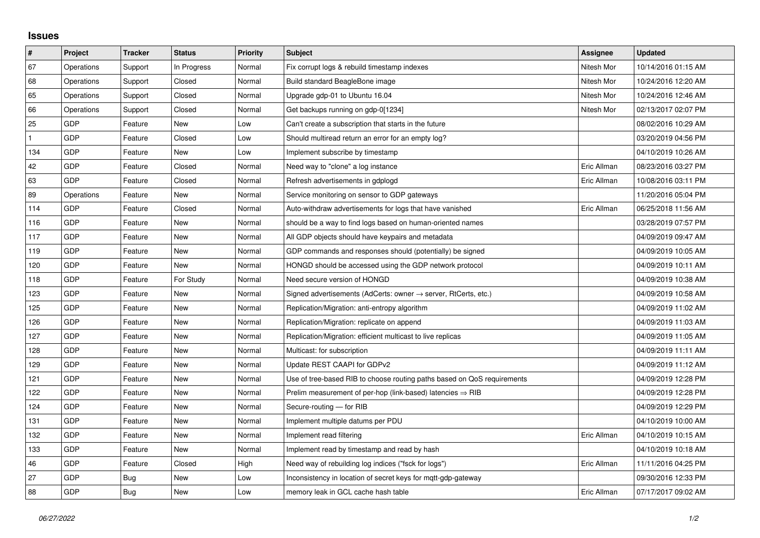## Issues

| # | Project | Tracker | Status | Priority | Subject | Assignee | Updated |
|---|---|---|---|---|---|---|---|
| 67 | Operations | Support | In Progress | Normal | Fix corrupt logs & rebuild timestamp indexes | Nitesh Mor | 10/14/2016 01:15 AM |
| 68 | Operations | Support | Closed | Normal | Build standard BeagleBone image | Nitesh Mor | 10/24/2016 12:20 AM |
| 65 | Operations | Support | Closed | Normal | Upgrade gdp-01 to Ubuntu 16.04 | Nitesh Mor | 10/24/2016 12:46 AM |
| 66 | Operations | Support | Closed | Normal | Get backups running on gdp-0[1234] | Nitesh Mor | 02/13/2017 02:07 PM |
| 25 | GDP | Feature | New | Low | Can't create a subscription that starts in the future | | 08/02/2016 10:29 AM |
| 1 | GDP | Feature | Closed | Low | Should multiread return an error for an empty log? | | 03/20/2019 04:56 PM |
| 134 | GDP | Feature | New | Low | Implement subscribe by timestamp | | 04/10/2019 10:26 AM |
| 42 | GDP | Feature | Closed | Normal | Need way to "clone" a log instance | Eric Allman | 08/23/2016 03:27 PM |
| 63 | GDP | Feature | Closed | Normal | Refresh advertisements in gdplogd | Eric Allman | 10/08/2016 03:11 PM |
| 89 | Operations | Feature | New | Normal | Service monitoring on sensor to GDP gateways | | 11/20/2016 05:04 PM |
| 114 | GDP | Feature | Closed | Normal | Auto-withdraw advertisements for logs that have vanished | Eric Allman | 06/25/2018 11:56 AM |
| 116 | GDP | Feature | New | Normal | should be a way to find logs based on human-oriented names | | 03/28/2019 07:57 PM |
| 117 | GDP | Feature | New | Normal | All GDP objects should have keypairs and metadata | | 04/09/2019 09:47 AM |
| 119 | GDP | Feature | New | Normal | GDP commands and responses should (potentially) be signed | | 04/09/2019 10:05 AM |
| 120 | GDP | Feature | New | Normal | HONGD should be accessed using the GDP network protocol | | 04/09/2019 10:11 AM |
| 118 | GDP | Feature | For Study | Normal | Need secure version of HONGD | | 04/09/2019 10:38 AM |
| 123 | GDP | Feature | New | Normal | Signed advertisements (AdCerts: owner → server, RtCerts, etc.) | | 04/09/2019 10:58 AM |
| 125 | GDP | Feature | New | Normal | Replication/Migration: anti-entropy algorithm | | 04/09/2019 11:02 AM |
| 126 | GDP | Feature | New | Normal | Replication/Migration: replicate on append | | 04/09/2019 11:03 AM |
| 127 | GDP | Feature | New | Normal | Replication/Migration: efficient multicast to live replicas | | 04/09/2019 11:05 AM |
| 128 | GDP | Feature | New | Normal | Multicast: for subscription | | 04/09/2019 11:11 AM |
| 129 | GDP | Feature | New | Normal | Update REST CAAPI for GDPv2 | | 04/09/2019 11:12 AM |
| 121 | GDP | Feature | New | Normal | Use of tree-based RIB to choose routing paths based on QoS requirements | | 04/09/2019 12:28 PM |
| 122 | GDP | Feature | New | Normal | Prelim measurement of per-hop (link-based) latencies ⇒ RIB | | 04/09/2019 12:28 PM |
| 124 | GDP | Feature | New | Normal | Secure-routing — for RIB | | 04/09/2019 12:29 PM |
| 131 | GDP | Feature | New | Normal | Implement multiple datums per PDU | | 04/10/2019 10:00 AM |
| 132 | GDP | Feature | New | Normal | Implement read filtering | Eric Allman | 04/10/2019 10:15 AM |
| 133 | GDP | Feature | New | Normal | Implement read by timestamp and read by hash | | 04/10/2019 10:18 AM |
| 46 | GDP | Feature | Closed | High | Need way of rebuilding log indices ("fsck for logs") | Eric Allman | 11/11/2016 04:25 PM |
| 27 | GDP | Bug | New | Low | Inconsistency in location of secret keys for mqtt-gdp-gateway | | 09/30/2016 12:33 PM |
| 88 | GDP | Bug | New | Low | memory leak in GCL cache hash table | Eric Allman | 07/17/2017 09:02 AM |

*06/27/2022*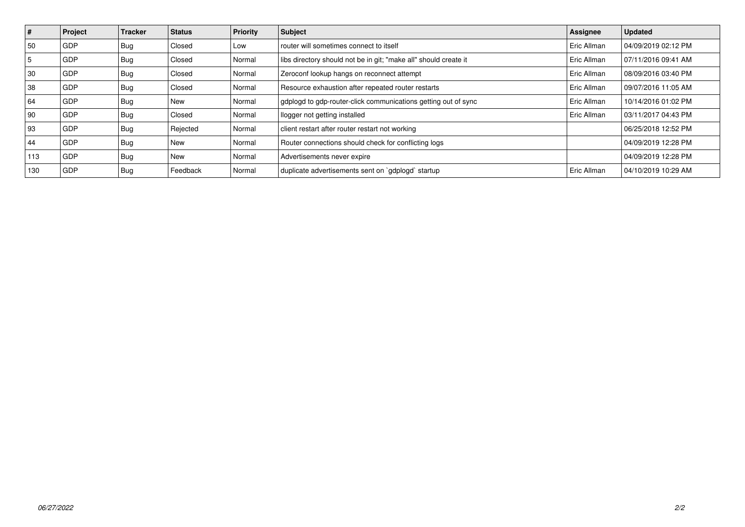| # | Project | Tracker | Status | Priority | Subject | Assignee | Updated |
|---|---|---|---|---|---|---|---|
| 50 | GDP | Bug | Closed | Low | router will sometimes connect to itself | Eric Allman | 04/09/2019 02:12 PM |
| 5 | GDP | Bug | Closed | Normal | libs directory should not be in git; "make all" should create it | Eric Allman | 07/11/2016 09:41 AM |
| 30 | GDP | Bug | Closed | Normal | Zeroconf lookup hangs on reconnect attempt | Eric Allman | 08/09/2016 03:40 PM |
| 38 | GDP | Bug | Closed | Normal | Resource exhaustion after repeated router restarts | Eric Allman | 09/07/2016 11:05 AM |
| 64 | GDP | Bug | New | Normal | gdplogd to gdp-router-click communications getting out of sync | Eric Allman | 10/14/2016 01:02 PM |
| 90 | GDP | Bug | Closed | Normal | llogger not getting installed | Eric Allman | 03/11/2017 04:43 PM |
| 93 | GDP | Bug | Rejected | Normal | client restart after router restart not working | | 06/25/2018 12:52 PM |
| 44 | GDP | Bug | New | Normal | Router connections should check for conflicting logs | | 04/09/2019 12:28 PM |
| 113 | GDP | Bug | New | Normal | Advertisements never expire | | 04/09/2019 12:28 PM |
| 130 | GDP | Bug | Feedback | Normal | duplicate advertisements sent on `gdplogd` startup | Eric Allman | 04/10/2019 10:29 AM |

*06/27/2022*